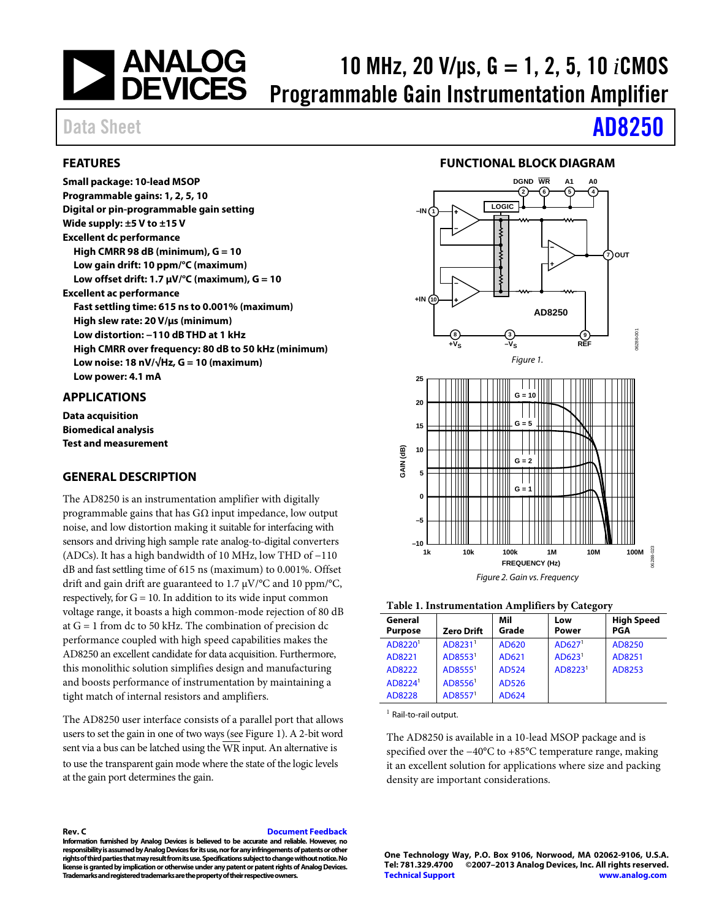# 10 MHz, 20 V/μs, G = 1, 2, 5, 10 *i*CMOS Programmable Gain Instrumentation Amplifier

Data Sheet **AD8250**

## FEATURES

**Small package: 10-lead MSOP**
**Programmable gains: 1, 2, 5, 10**
**Digital or pin-programmable gain setting**
**Wide supply: ±5 V to ±15 V**
**Excellent dc performance**
- **High CMRR 98 dB (minimum), G = 10**
- **Low gain drift: 10 ppm/°C (maximum)**
- **Low offset drift: 1.7 μV/°C (maximum), G = 10**

**Excellent ac performance**
- **Fast settling time: 615 ns to 0.001% (maximum)**
- **High slew rate: 20 V/μs (minimum)**
- **Low distortion: −110 dB THD at 1 kHz**
- **High CMRR over frequency: 80 dB to 50 kHz (minimum)**
- **Low noise: 18 nV/√Hz, G = 10 (maximum)**
- **Low power: 4.1 mA**

## APPLICATIONS

**Data acquisition**
**Biomedical analysis**
**Test and measurement**

## FUNCTIONAL BLOCK DIAGRAM

*Figure 1.*

*Figure 2. Gain vs. Frequency*

## GENERAL DESCRIPTION

The AD8250 is an instrumentation amplifier with digitally programmable gains that has GΩ input impedance, low output noise, and low distortion making it suitable for interfacing with sensors and driving high sample rate analog-to-digital converters (ADCs). It has a high bandwidth of 10 MHz, low THD of −110 dB and fast settling time of 615 ns (maximum) to 0.001%. Offset drift and gain drift are guaranteed to 1.7 μV/°C and 10 ppm/°C, respectively, for G = 10. In addition to its wide input common voltage range, it boasts a high common-mode rejection of 80 dB at G = 1 from dc to 50 kHz. The combination of precision dc performance coupled with high speed capabilities makes the AD8250 an excellent candidate for data acquisition. Furthermore, this monolithic solution simplifies design and manufacturing and boosts performance of instrumentation by maintaining a tight match of internal resistors and amplifiers.

The AD8250 user interface consists of a parallel port that allows users to set the gain in one of two ways (see Figure 1). A 2-bit word sent via a bus can be latched using the $\overline{WR}$ input. An alternative is to use the transparent gain mode where the state of the logic levels at the gain port determines the gain.

**Table 1. Instrumentation Amplifiers by Category**

| General Purpose | Zero Drift | Mil Grade | Low Power | High Speed PGA |
|---|---|---|---|---|
| AD8220[1] | AD8231[1] | AD620 | AD627[1] | AD8250 |
| AD8221 | AD8553[1] | AD621 | AD623[1] | AD8251 |
| AD8222 | AD8555[1] | AD524 | AD8223[1] | AD8253 |
| AD8224[1] | AD8556[1] | AD526 | | |
| AD8228 | AD8557[1] | AD624 | | |

[1] Rail-to-rail output.

The AD8250 is available in a 10-lead MSOP package and is specified over the −40°C to +85°C temperature range, making it an excellent solution for applications where size and packing density are important considerations.

**Rev. C** Document Feedback
**Information furnished by Analog Devices is believed to be accurate and reliable. However, no responsibility is assumed by Analog Devices for its use, nor for any infringements of patents or other rights of third parties that may result from its use. Specifications subject to change without notice. No license is granted by implication or otherwise under any patent or patent rights of Analog Devices. Trademarks and registered trademarks are the property of their respective owners.**

**One Technology Way, P.O. Box 9106, Norwood, MA 02062-9106, U.S.A.**
**Tel: 781.329.4700 ©2007–2013 Analog Devices, Inc. All rights reserved.**
**Technical Support www.analog.com**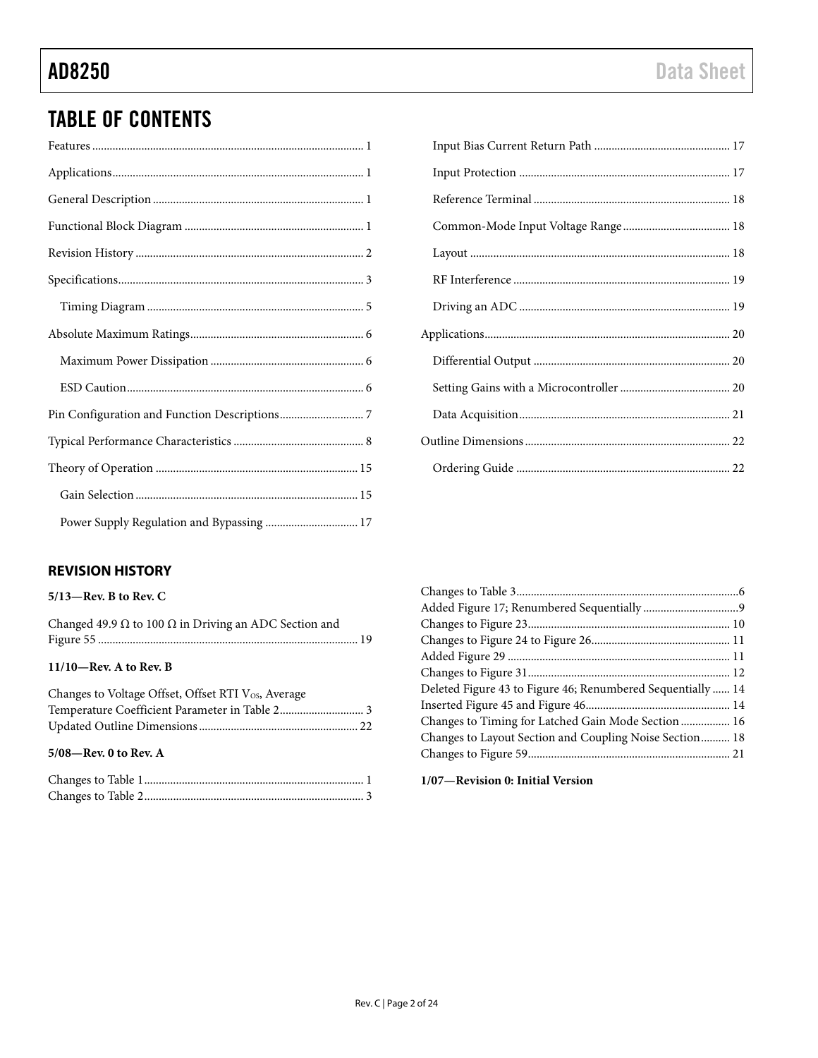## TABLE OF CONTENTS

Features ... 1
Applications ... 1
General Description ... 1
Functional Block Diagram ... 1
Revision History ... 2
Specifications ... 3
  Timing Diagram ... 5
Absolute Maximum Ratings ... 6
  Maximum Power Dissipation ... 6
  ESD Caution ... 6
Pin Configuration and Function Descriptions ... 7
Typical Performance Characteristics ... 8
Theory of Operation ... 15
  Gain Selection ... 15
  Power Supply Regulation and Bypassing ... 17
  Input Bias Current Return Path ... 17
  Input Protection ... 17
  Reference Terminal ... 18
  Common-Mode Input Voltage Range ... 18
  Layout ... 18
  RF Interference ... 19
  Driving an ADC ... 19
Applications ... 20
  Differential Output ... 20
  Setting Gains with a Microcontroller ... 20
  Data Acquisition ... 21
Outline Dimensions ... 22
  Ordering Guide ... 22

### REVISION HISTORY

**5/13—Rev. B to Rev. C**

Changed 49.9 Ω to 100 Ω in Driving an ADC Section and Figure 55 ... 19

**11/10—Rev. A to Rev. B**

Changes to Voltage Offset, Offset RTI $V_{OS}$, Average Temperature Coefficient Parameter in Table 2 ... 3
Updated Outline Dimensions ... 22

**5/08—Rev. 0 to Rev. A**

Changes to Table 1 ... 1
Changes to Table 2 ... 3
Changes to Table 3 ... 6
Added Figure 17; Renumbered Sequentially ... 9
Changes to Figure 23 ... 10
Changes to Figure 24 to Figure 26 ... 11
Added Figure 29 ... 11
Changes to Figure 31 ... 12
Deleted Figure 43 to Figure 46; Renumbered Sequentially ... 14
Inserted Figure 45 and Figure 46 ... 14
Changes to Timing for Latched Gain Mode Section ... 16
Changes to Layout Section and Coupling Noise Section ... 18
Changes to Figure 59 ... 21

**1/07—Revision 0: Initial Version**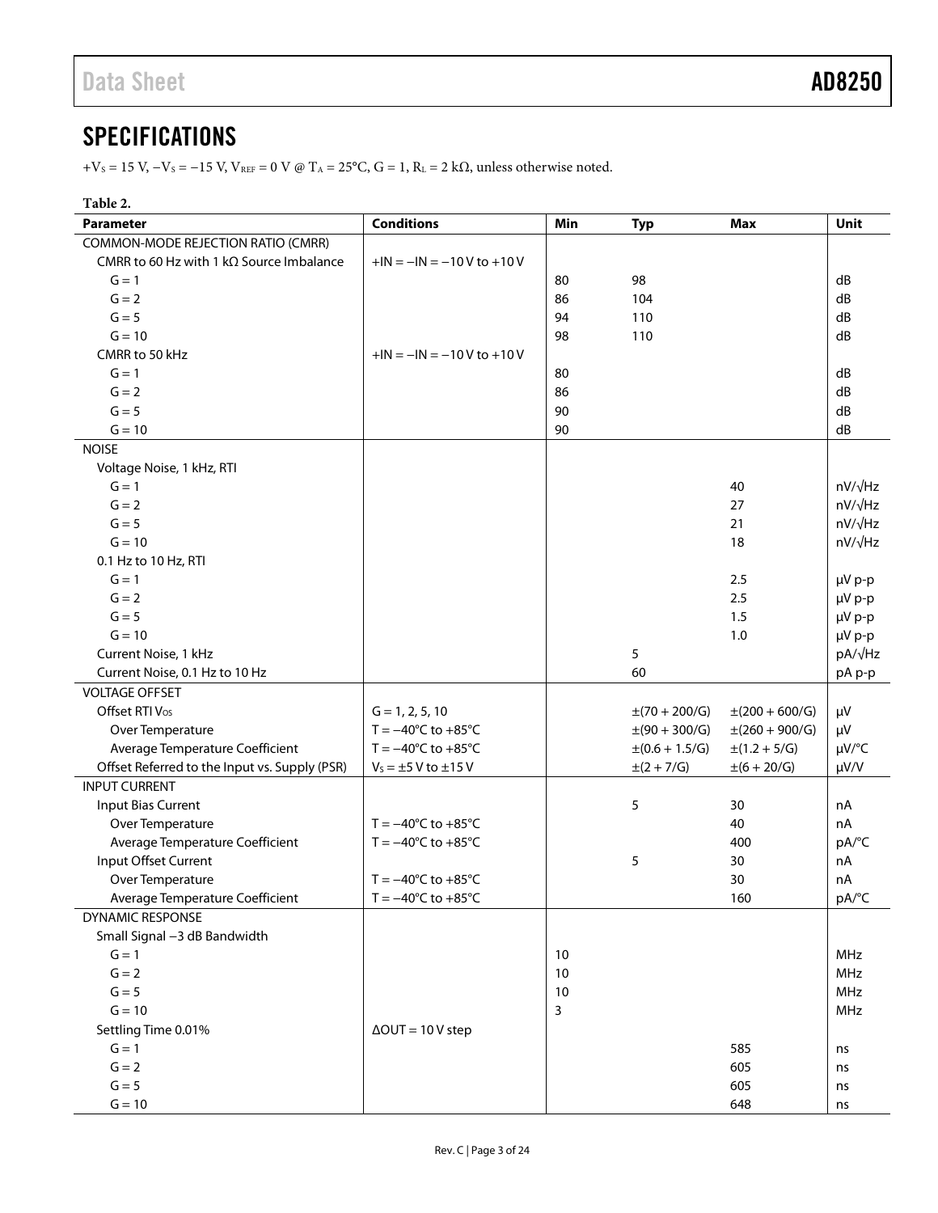## SPECIFICATIONS

$+V_S = 15$ V, $-V_S = -15$ V, $V_{REF} = 0$ V @ $T_A = 25°C$, G = 1, $R_L = 2$ kΩ, unless otherwise noted.

**Table 2.**

| Parameter | Conditions | Min | Typ | Max | Unit |
|---|---|---|---|---|---|
| COMMON-MODE REJECTION RATIO (CMRR) | | | | | |
| CMRR to 60 Hz with 1 kΩ Source Imbalance | +IN = −IN = −10 V to +10 V | | | | |
| G = 1 | | 80 | 98 | | dB |
| G = 2 | | 86 | 104 | | dB |
| G = 5 | | 94 | 110 | | dB |
| G = 10 | | 98 | 110 | | dB |
| CMRR to 50 kHz | +IN = −IN = −10 V to +10 V | | | | |
| G = 1 | | 80 | | | dB |
| G = 2 | | 86 | | | dB |
| G = 5 | | 90 | | | dB |
| G = 10 | | 90 | | | dB |
| NOISE | | | | | |
| Voltage Noise, 1 kHz, RTI | | | | | |
| G = 1 | | | | 40 | nV/√Hz |
| G = 2 | | | | 27 | nV/√Hz |
| G = 5 | | | | 21 | nV/√Hz |
| G = 10 | | | | 18 | nV/√Hz |
| 0.1 Hz to 10 Hz, RTI | | | | | |
| G = 1 | | | | 2.5 | μV p-p |
| G = 2 | | | | 2.5 | μV p-p |
| G = 5 | | | | 1.5 | μV p-p |
| G = 10 | | | | 1.0 | μV p-p |
| Current Noise, 1 kHz | | | 5 | | pA/√Hz |
| Current Noise, 0.1 Hz to 10 Hz | | | 60 | | pA p-p |
| VOLTAGE OFFSET | | | | | |
| Offset RTI $V_{OS}$ | G = 1, 2, 5, 10 | | ±(70 + 200/G) | ±(200 + 600/G) | μV |
| Over Temperature | T = −40°C to +85°C | | ±(90 + 300/G) | ±(260 + 900/G) | μV |
| Average Temperature Coefficient | T = −40°C to +85°C | | ±(0.6 + 1.5/G) | ±(1.2 + 5/G) | μV/°C |
| Offset Referred to the Input vs. Supply (PSR) | $V_S$ = ±5 V to ±15 V | | ±(2 + 7/G) | ±(6 + 20/G) | μV/V |
| INPUT CURRENT | | | | | |
| Input Bias Current | | | 5 | 30 | nA |
| Over Temperature | T = −40°C to +85°C | | | 40 | nA |
| Average Temperature Coefficient | T = −40°C to +85°C | | | 400 | pA/°C |
| Input Offset Current | | | 5 | 30 | nA |
| Over Temperature | T = −40°C to +85°C | | | 30 | nA |
| Average Temperature Coefficient | T = −40°C to +85°C | | | 160 | pA/°C |
| DYNAMIC RESPONSE | | | | | |
| Small Signal −3 dB Bandwidth | | | | | |
| G = 1 | | 10 | | | MHz |
| G = 2 | | 10 | | | MHz |
| G = 5 | | 10 | | | MHz |
| G = 10 | | 3 | | | MHz |
| Settling Time 0.01% | ΔOUT = 10 V step | | | | |
| G = 1 | | | | 585 | ns |
| G = 2 | | | | 605 | ns |
| G = 5 | | | | 605 | ns |
| G = 10 | | | | 648 | ns |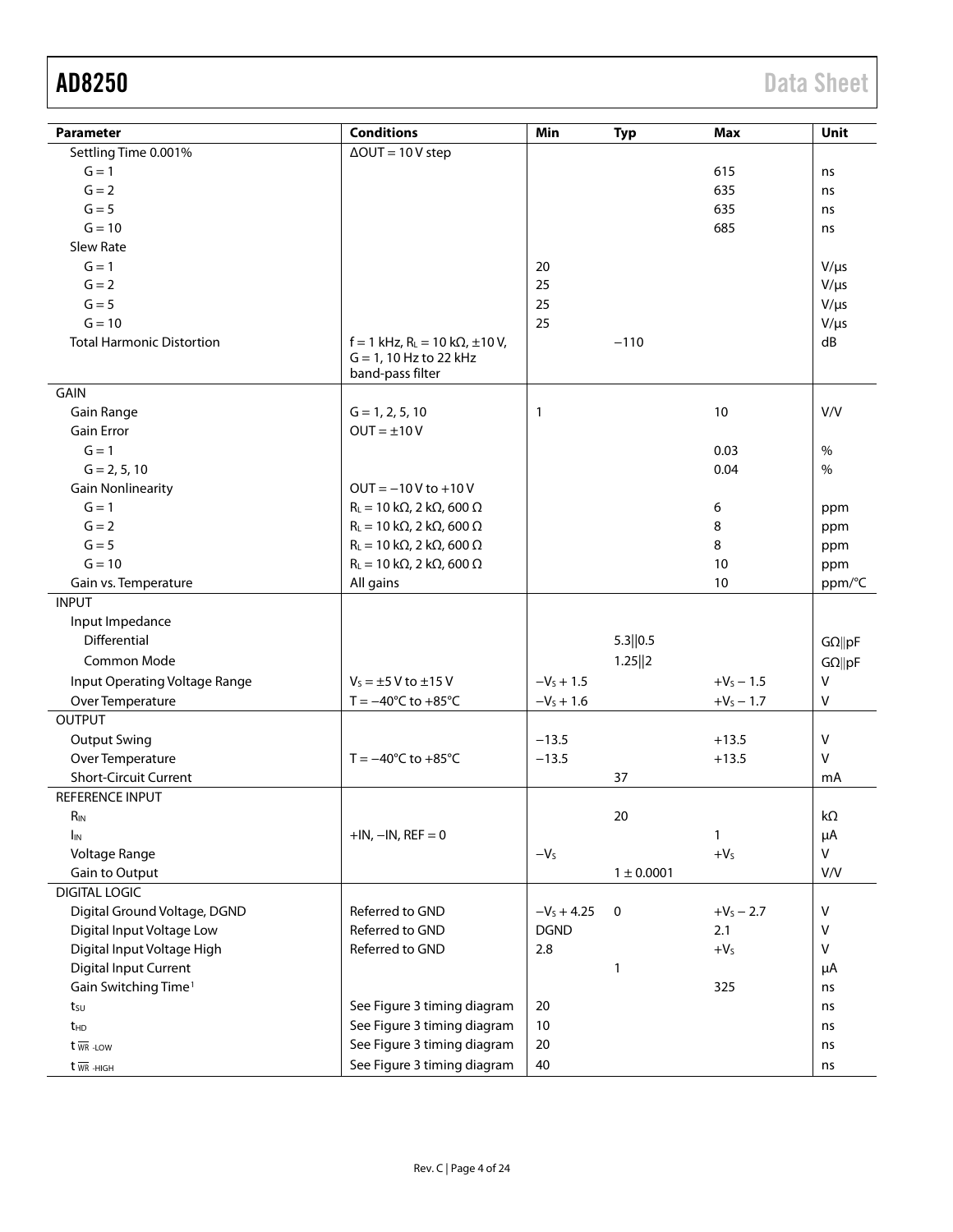| Parameter | Conditions | Min | Typ | Max | Unit |
|---|---|---|---|---|---|
| Settling Time 0.001% | ΔOUT = 10 V step | | | | |
| G = 1 | | | | 615 | ns |
| G = 2 | | | | 635 | ns |
| G = 5 | | | | 635 | ns |
| G = 10 | | | | 685 | ns |
| Slew Rate | | | | | |
| G = 1 | | 20 | | | V/μs |
| G = 2 | | 25 | | | V/μs |
| G = 5 | | 25 | | | V/μs |
| G = 10 | | 25 | | | V/μs |
| Total Harmonic Distortion | f = 1 kHz, $R_L$ = 10 kΩ, ±10 V, G = 1, 10 Hz to 22 kHz band-pass filter | | −110 | | dB |
| GAIN | | | | | |
| Gain Range | G = 1, 2, 5, 10 | 1 | | 10 | V/V |
| Gain Error | OUT = ±10 V | | | | |
| G = 1 | | | | 0.03 | % |
| G = 2, 5, 10 | | | | 0.04 | % |
| Gain Nonlinearity | OUT = −10 V to +10 V | | | | |
| G = 1 | $R_L$ = 10 kΩ, 2 kΩ, 600 Ω | | | 6 | ppm |
| G = 2 | $R_L$ = 10 kΩ, 2 kΩ, 600 Ω | | | 8 | ppm |
| G = 5 | $R_L$ = 10 kΩ, 2 kΩ, 600 Ω | | | 8 | ppm |
| G = 10 | $R_L$ = 10 kΩ, 2 kΩ, 600 Ω | | | 10 | ppm |
| Gain vs. Temperature | All gains | | | 10 | ppm/°C |
| INPUT | | | | | |
| Input Impedance | | | | | |
| Differential | | | 5.3‖0.5 | | GΩ‖pF |
| Common Mode | | | 1.25‖2 | | GΩ‖pF |
| Input Operating Voltage Range | $V_S$ = ±5 V to ±15 V | $-V_S + 1.5$ | | $+V_S - 1.5$ | V |
| Over Temperature | T = −40°C to +85°C | $-V_S + 1.6$ | | $+V_S - 1.7$ | V |
| OUTPUT | | | | | |
| Output Swing | | −13.5 | | +13.5 | V |
| Over Temperature | T = −40°C to +85°C | −13.5 | | +13.5 | V |
| Short-Circuit Current | | | 37 | | mA |
| REFERENCE INPUT | | | | | |
| $R_{IN}$ | | | 20 | | kΩ |
| $I_{IN}$ | +IN, −IN, REF = 0 | | | 1 | μA |
| Voltage Range | | $-V_S$ | | $+V_S$ | V |
| Gain to Output | | | 1 ± 0.0001 | | V/V |
| DIGITAL LOGIC | | | | | |
| Digital Ground Voltage, DGND | Referred to GND | $-V_S + 4.25$ | 0 | $+V_S - 2.7$ | V |
| Digital Input Voltage Low | Referred to GND | DGND | | 2.1 | V |
| Digital Input Voltage High | Referred to GND | 2.8 | | $+V_S$ | V |
| Digital Input Current | | | 1 | | μA |
| Gain Switching Time[1] | | | | 325 | ns |
| $t_{SU}$ | See Figure 3 timing diagram | 20 | | | ns |
| $t_{HD}$ | See Figure 3 timing diagram | 10 | | | ns |
| $t_{\overline{WR}\text{-LOW}}$ | See Figure 3 timing diagram | 20 | | | ns |
| $t_{\overline{WR}\text{-HIGH}}$ | See Figure 3 timing diagram | 40 | | | ns |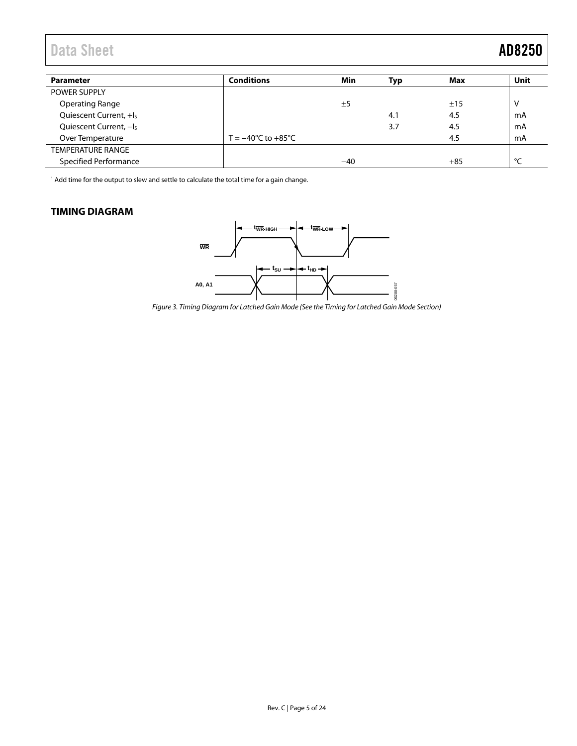| Parameter | Conditions | Min | Typ | Max | Unit |
| --- | --- | --- | --- | --- | --- |
| POWER SUPPLY | | | | | |
| Operating Range | | ±5 | | ±15 | V |
| Quiescent Current, $+I_S$ | | | 4.1 | 4.5 | mA |
| Quiescent Current, $-I_S$ | | | 3.7 | 4.5 | mA |
| Over Temperature | T = −40°C to +85°C | | | 4.5 | mA |
| TEMPERATURE RANGE | | | | | |
| Specified Performance | | −40 | | +85 | °C |

[1] Add time for the output to slew and settle to calculate the total time for a gain change.

## TIMING DIAGRAM

Figure 3. Timing Diagram for Latched Gain Mode (See the Timing for Latched Gain Mode Section)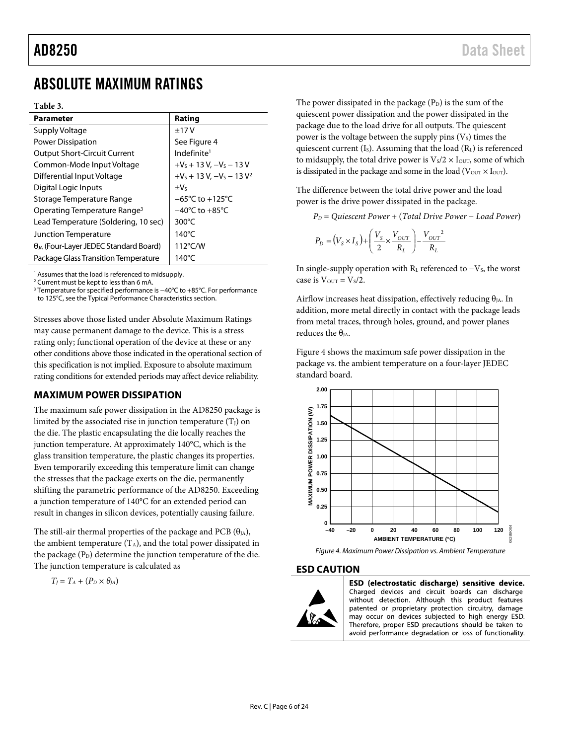# ABSOLUTE MAXIMUM RATINGS

**Table 3.**

| Parameter | Rating |
|---|---|
| Supply Voltage | ±17 V |
| Power Dissipation | See Figure 4 |
| Output Short-Circuit Current | Indefinite[1] |
| Common-Mode Input Voltage | $+V_S$ + 13 V, $−V_S$ − 13 V |
| Differential Input Voltage | $+V_S$ + 13 V, $−V_S$ − 13 V[2] |
| Digital Logic Inputs | $±V_S$ |
| Storage Temperature Range | −65°C to +125°C |
| Operating Temperature Range[3] | −40°C to +85°C |
| Lead Temperature (Soldering, 10 sec) | 300°C |
| Junction Temperature | 140°C |
| $θ_{JA}$ (Four-Layer JEDEC Standard Board) | 112°C/W |
| Package Glass Transition Temperature | 140°C |

[1] Assumes that the load is referenced to midsupply.
[2] Current must be kept to less than 6 mA.
[3] Temperature for specified performance is −40°C to +85°C. For performance to 125°C, see the Typical Performance Characteristics section.

Stresses above those listed under Absolute Maximum Ratings may cause permanent damage to the device. This is a stress rating only; functional operation of the device at these or any other conditions above those indicated in the operational section of this specification is not implied. Exposure to absolute maximum rating conditions for extended periods may affect device reliability.

## MAXIMUM POWER DISSIPATION

The maximum safe power dissipation in the AD8250 package is limited by the associated rise in junction temperature ($T_J$) on the die. The plastic encapsulating the die locally reaches the junction temperature. At approximately 140°C, which is the glass transition temperature, the plastic changes its properties. Even temporarily exceeding this temperature limit can change the stresses that the package exerts on the die, permanently shifting the parametric performance of the AD8250. Exceeding a junction temperature of 140°C for an extended period can result in changes in silicon devices, potentially causing failure.

The still-air thermal properties of the package and PCB ($θ_{JA}$), the ambient temperature ($T_A$), and the total power dissipated in the package ($P_D$) determine the junction temperature of the die. The junction temperature is calculated as

$$T_J = T_A + (P_D \times \theta_{JA})$$

The power dissipated in the package ($P_D$) is the sum of the quiescent power dissipation and the power dissipated in the package due to the load drive for all outputs. The quiescent power is the voltage between the supply pins ($V_S$) times the quiescent current ($I_S$). Assuming that the load ($R_L$) is referenced to midsupply, the total drive power is $V_S/2 \times I_{OUT}$, some of which is dissipated in the package and some in the load ($V_{OUT} \times I_{OUT}$).

The difference between the total drive power and the load power is the drive power dissipated in the package.

$$P_D = \textit{Quiescent Power} + (\textit{Total Drive Power} - \textit{Load Power})$$

$$P_D = (V_S \times I_S) + \left(\frac{V_S}{2} \times \frac{V_{OUT}}{R_L}\right) - \frac{{V_{OUT}}^2}{R_L}$$

In single-supply operation with $R_L$ referenced to $−V_S$, the worst case is $V_{OUT} = V_S/2$.

Airflow increases heat dissipation, effectively reducing $θ_{JA}$. In addition, more metal directly in contact with the package leads from metal traces, through holes, ground, and power planes reduces the $θ_{JA}$.

Figure 4 shows the maximum safe power dissipation in the package vs. the ambient temperature on a four-layer JEDEC standard board.

*Figure 4. Maximum Power Dissipation vs. Ambient Temperature*

## ESD CAUTION

**ESD (electrostatic discharge) sensitive device.** Charged devices and circuit boards can discharge without detection. Although this product features patented or proprietary protection circuitry, damage may occur on devices subjected to high energy ESD. Therefore, proper ESD precautions should be taken to avoid performance degradation or loss of functionality.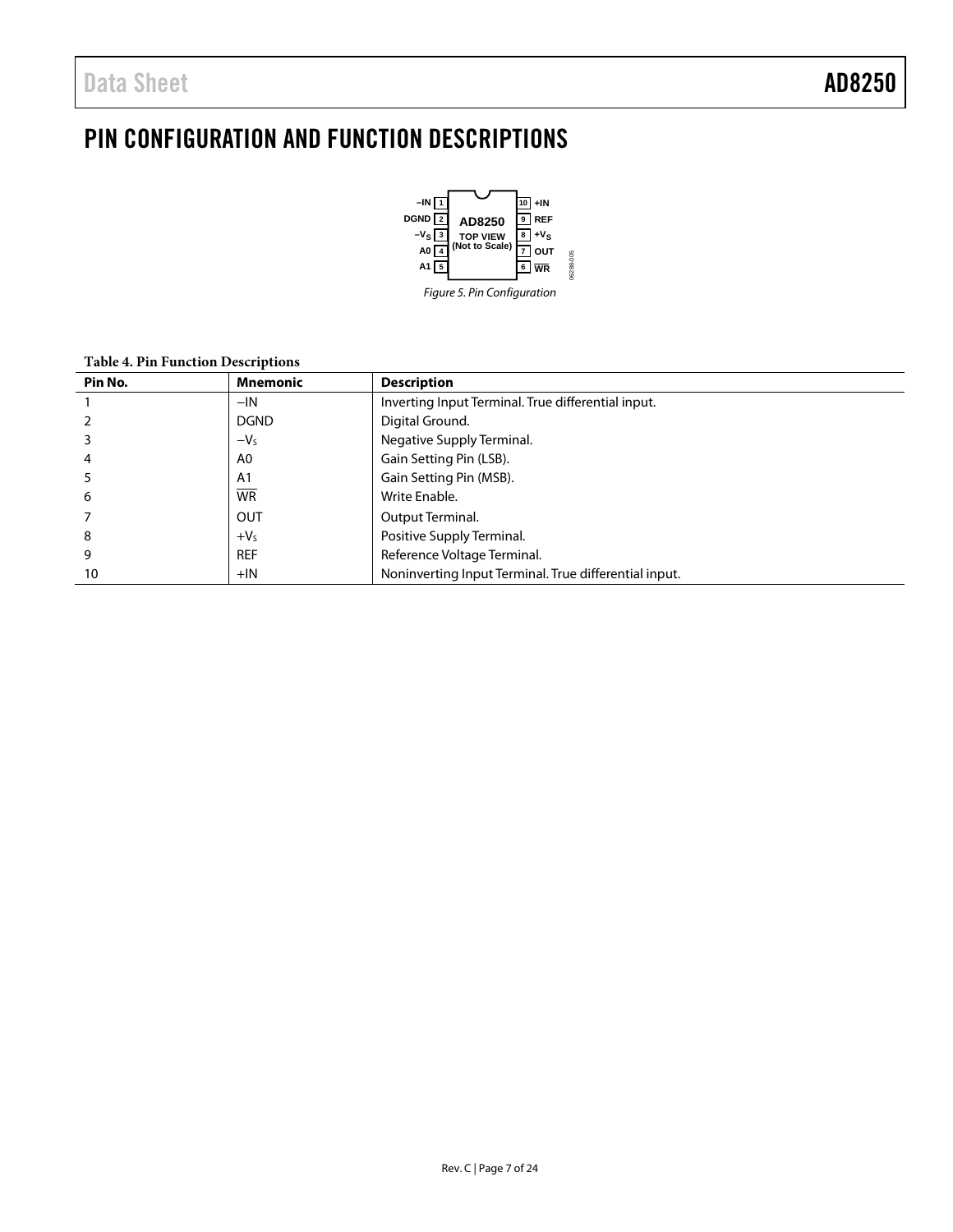# PIN CONFIGURATION AND FUNCTION DESCRIPTIONS

*Figure 5. Pin Configuration*

**Table 4. Pin Function Descriptions**

| Pin No. | Mnemonic | Description |
|---|---|---|
| 1 | −IN | Inverting Input Terminal. True differential input. |
| 2 | DGND | Digital Ground. |
| 3 | $-V_S$ | Negative Supply Terminal. |
| 4 | A0 | Gain Setting Pin (LSB). |
| 5 | A1 | Gain Setting Pin (MSB). |
| 6 | $\overline{WR}$ | Write Enable. |
| 7 | OUT | Output Terminal. |
| 8 | $+V_S$ | Positive Supply Terminal. |
| 9 | REF | Reference Voltage Terminal. |
| 10 | +IN | Noninverting Input Terminal. True differential input. |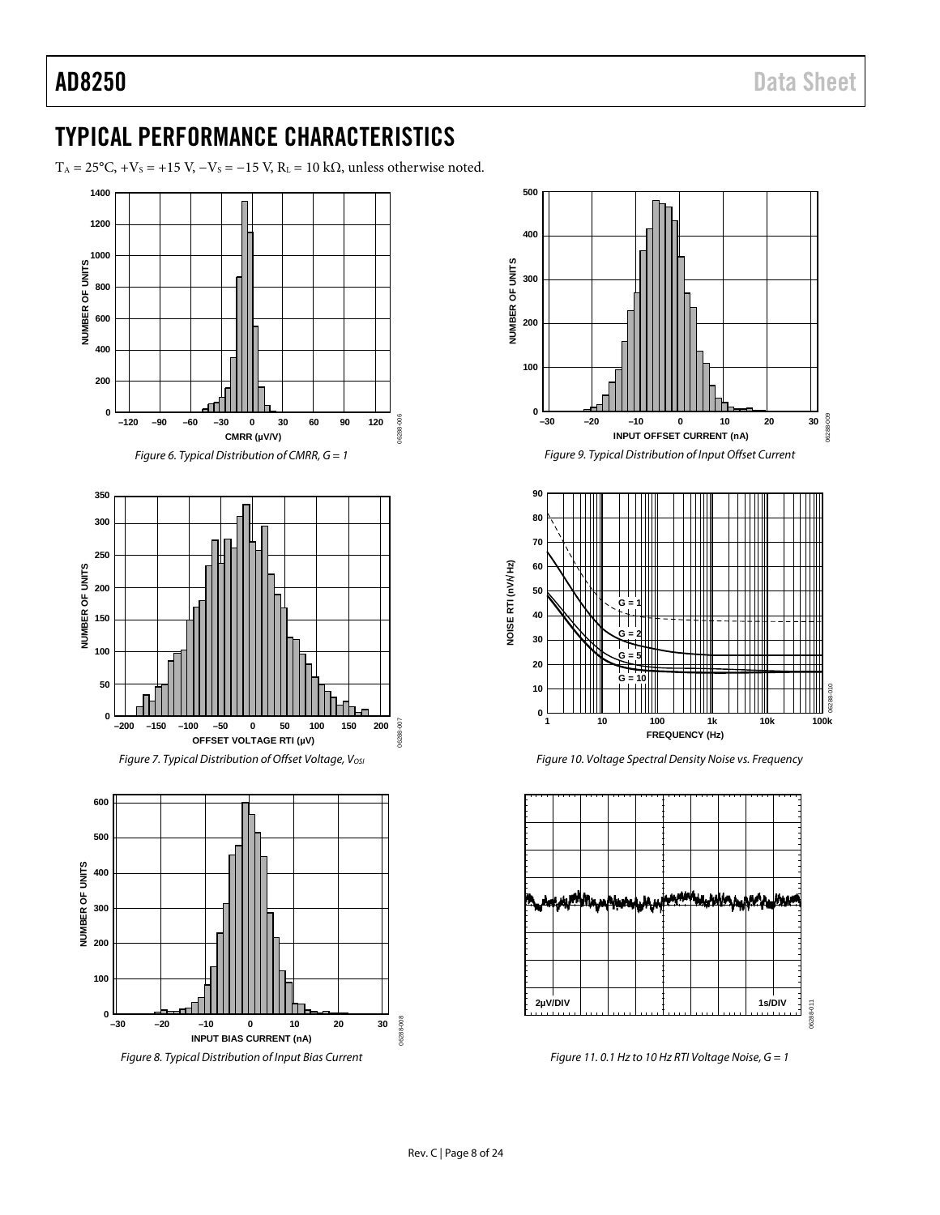## TYPICAL PERFORMANCE CHARACTERISTICS

$T_A = 25°C$, $+V_S = +15$ V, $−V_S = −15$ V, $R_L = 10$ kΩ, unless otherwise noted.

*Figure 6. Typical Distribution of CMRR, G = 1*

*Figure 7. Typical Distribution of Offset Voltage, $V_{OSI}$*

*Figure 8. Typical Distribution of Input Bias Current*

*Figure 9. Typical Distribution of Input Offset Current*

*Figure 10. Voltage Spectral Density Noise vs. Frequency*

*Figure 11. 0.1 Hz to 10 Hz RTI Voltage Noise, G = 1*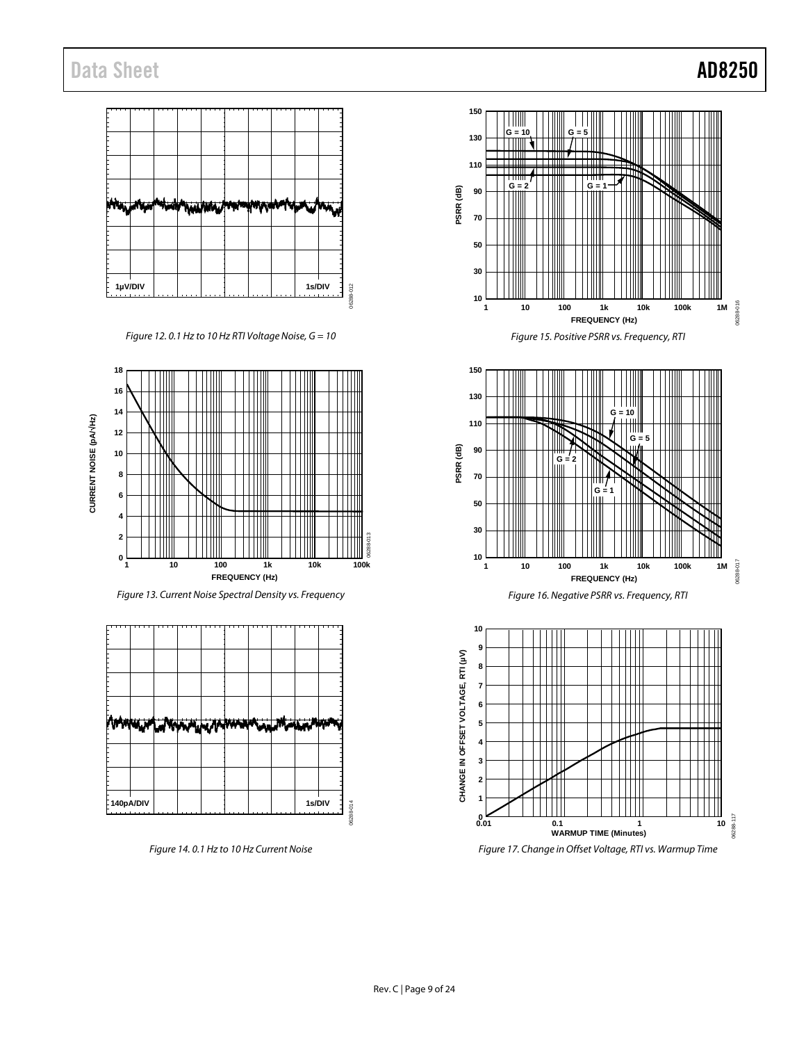Figure 12. 0.1 Hz to 10 Hz RTI Voltage Noise, G = 10

Figure 13. Current Noise Spectral Density vs. Frequency

Figure 14. 0.1 Hz to 10 Hz Current Noise

Figure 15. Positive PSRR vs. Frequency, RTI

Figure 16. Negative PSRR vs. Frequency, RTI

Figure 17. Change in Offset Voltage, RTI vs. Warmup Time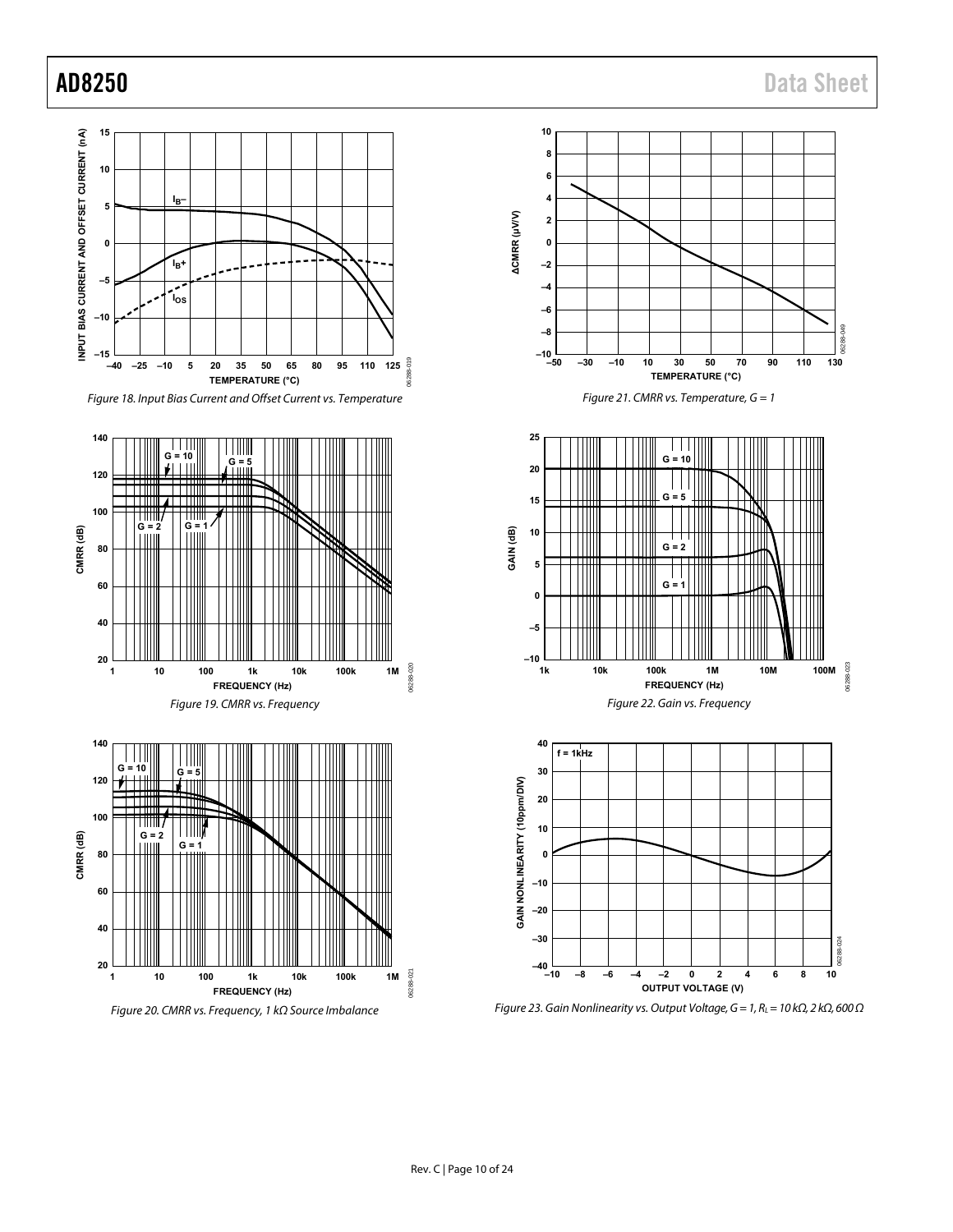Figure 18. Input Bias Current and Offset Current vs. Temperature

Figure 19. CMRR vs. Frequency

Figure 20. CMRR vs. Frequency, 1 kΩ Source Imbalance

Figure 21. CMRR vs. Temperature, G = 1

Figure 22. Gain vs. Frequency

Figure 23. Gain Nonlinearity vs. Output Voltage, G = 1, $R_L$ = 10 kΩ, 2 kΩ, 600 Ω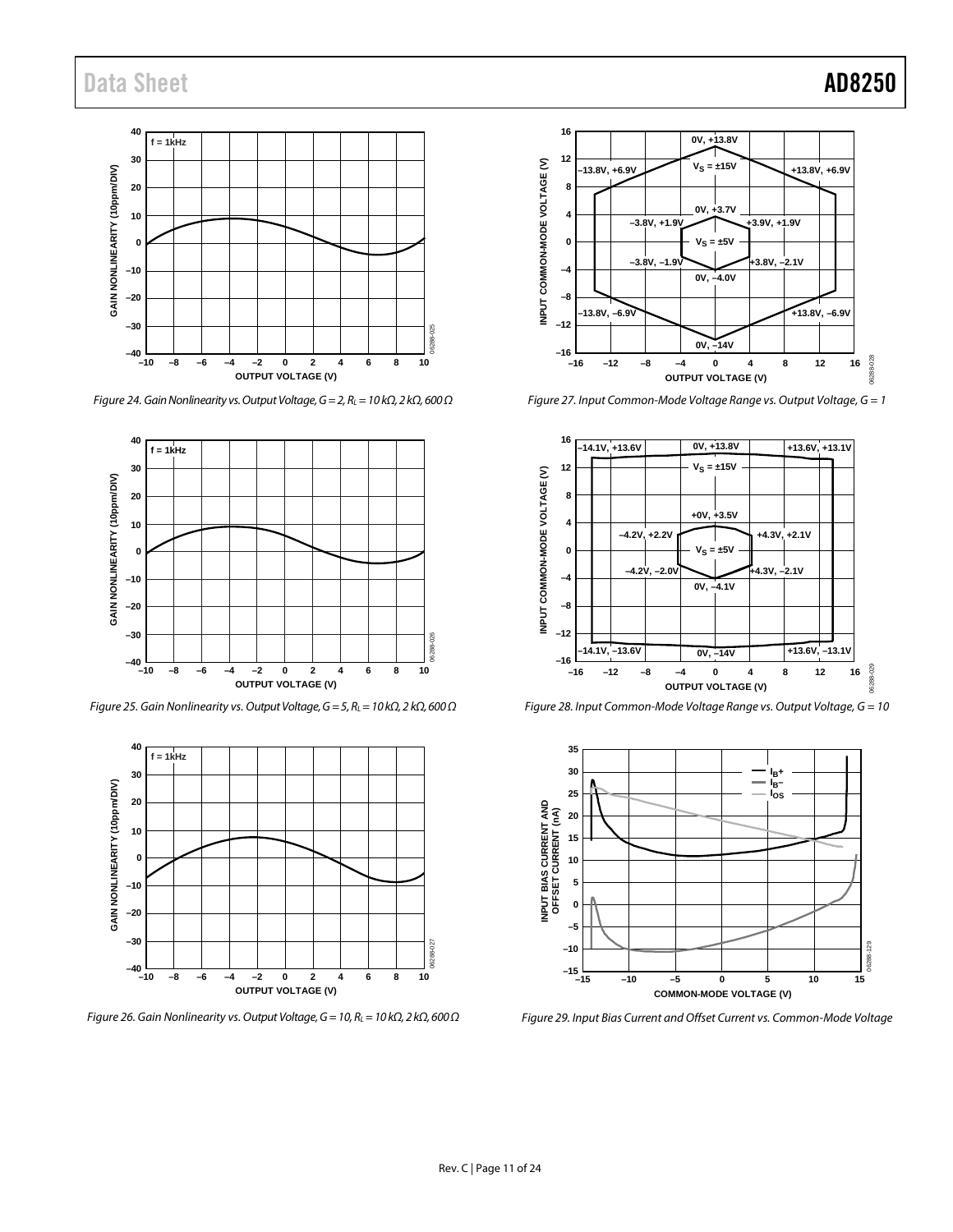Figure 24. Gain Nonlinearity vs. Output Voltage, G = 2, $R_L$ = 10 kΩ, 2 kΩ, 600 Ω

Figure 25. Gain Nonlinearity vs. Output Voltage, G = 5, $R_L$ = 10 kΩ, 2 kΩ, 600 Ω

Figure 26. Gain Nonlinearity vs. Output Voltage, G = 10, $R_L$ = 10 kΩ, 2 kΩ, 600 Ω

Figure 27. Input Common-Mode Voltage Range vs. Output Voltage, G = 1

Figure 28. Input Common-Mode Voltage Range vs. Output Voltage, G = 10

Figure 29. Input Bias Current and Offset Current vs. Common-Mode Voltage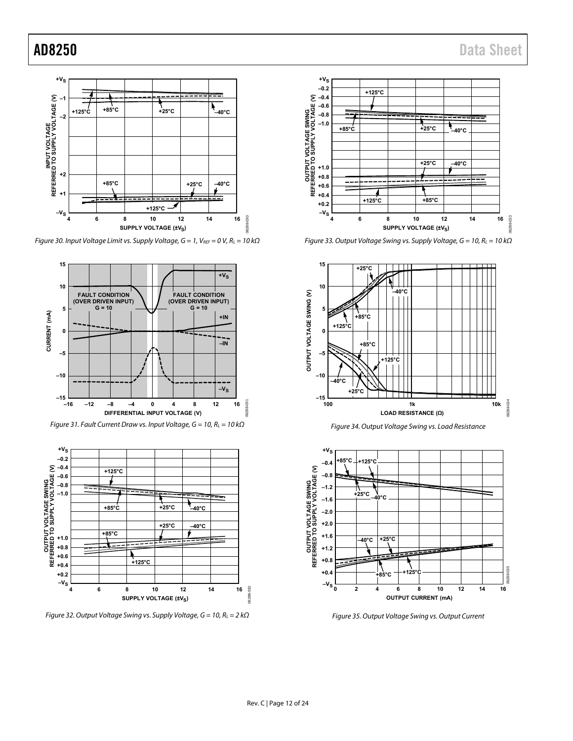Figure 30. Input Voltage Limit vs. Supply Voltage, G = 1, $V_{REF}$ = 0 V, $R_L$ = 10 kΩ

Figure 31. Fault Current Draw vs. Input Voltage, G = 10, $R_L$ = 10 kΩ

Figure 32. Output Voltage Swing vs. Supply Voltage, G = 10, $R_L$ = 2 kΩ

Figure 33. Output Voltage Swing vs. Supply Voltage, G = 10, $R_L$ = 10 kΩ

Figure 34. Output Voltage Swing vs. Load Resistance

Figure 35. Output Voltage Swing vs. Output Current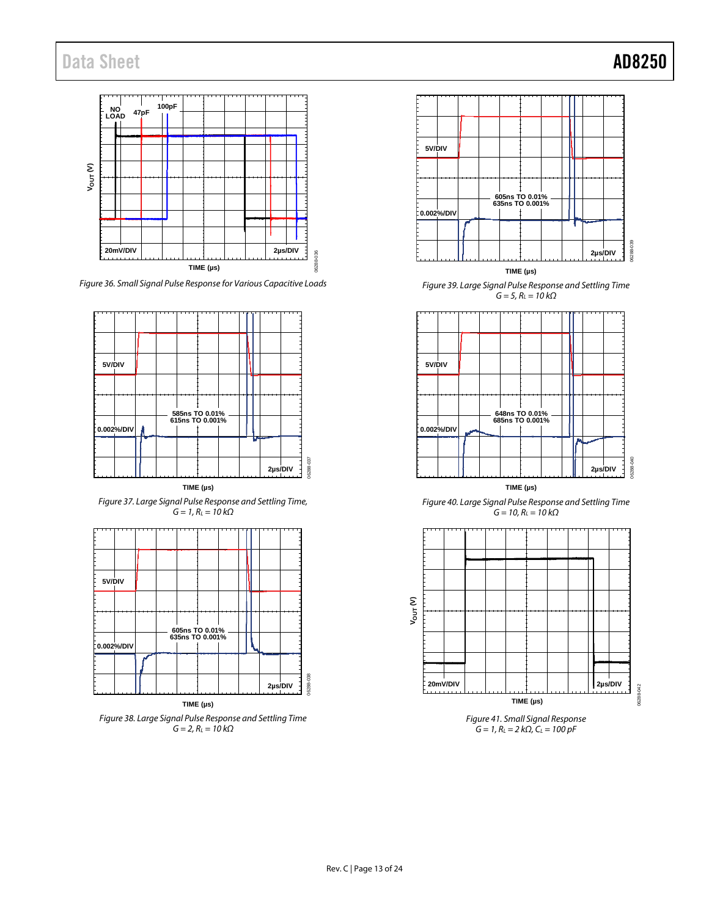Figure 36. Small Signal Pulse Response for Various Capacitive Loads

Figure 37. Large Signal Pulse Response and Settling Time, $G = 1$, $R_L = 10\ k\Omega$

Figure 38. Large Signal Pulse Response and Settling Time $G = 2$, $R_L = 10\ k\Omega$

Figure 39. Large Signal Pulse Response and Settling Time $G = 5$, $R_L = 10\ k\Omega$

Figure 40. Large Signal Pulse Response and Settling Time $G = 10$, $R_L = 10\ k\Omega$

Figure 41. Small Signal Response $G = 1$, $R_L = 2\ k\Omega$, $C_L = 100\ pF$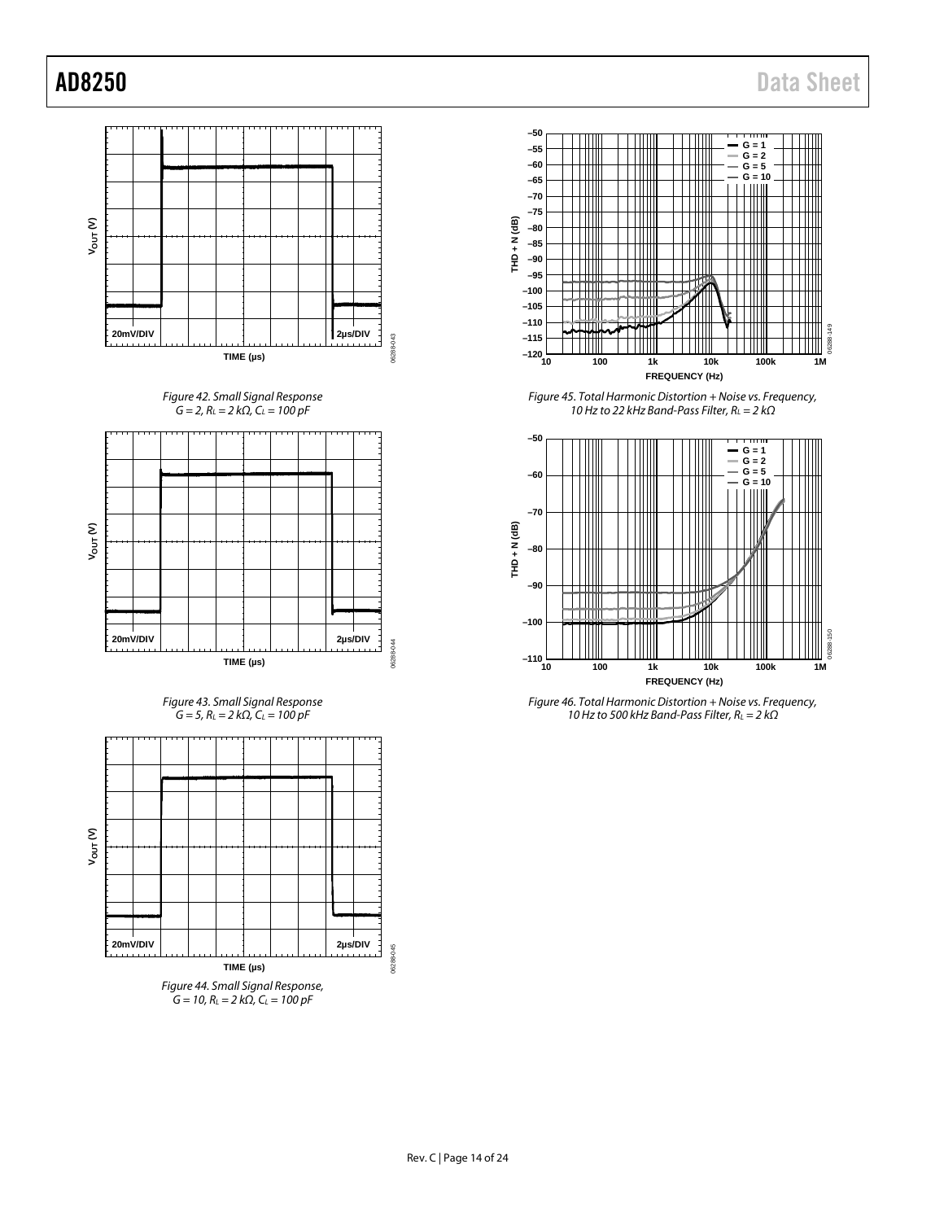Figure 42. Small Signal Response $G = 2$, $R_L = 2\ k\Omega$, $C_L = 100\ pF$

Figure 43. Small Signal Response $G = 5$, $R_L = 2\ k\Omega$, $C_L = 100\ pF$

Figure 44. Small Signal Response, $G = 10$, $R_L = 2\ k\Omega$, $C_L = 100\ pF$

Figure 45. Total Harmonic Distortion + Noise vs. Frequency, 10 Hz to 22 kHz Band-Pass Filter, $R_L = 2\ k\Omega$

Figure 46. Total Harmonic Distortion + Noise vs. Frequency, 10 Hz to 500 kHz Band-Pass Filter, $R_L = 2\ k\Omega$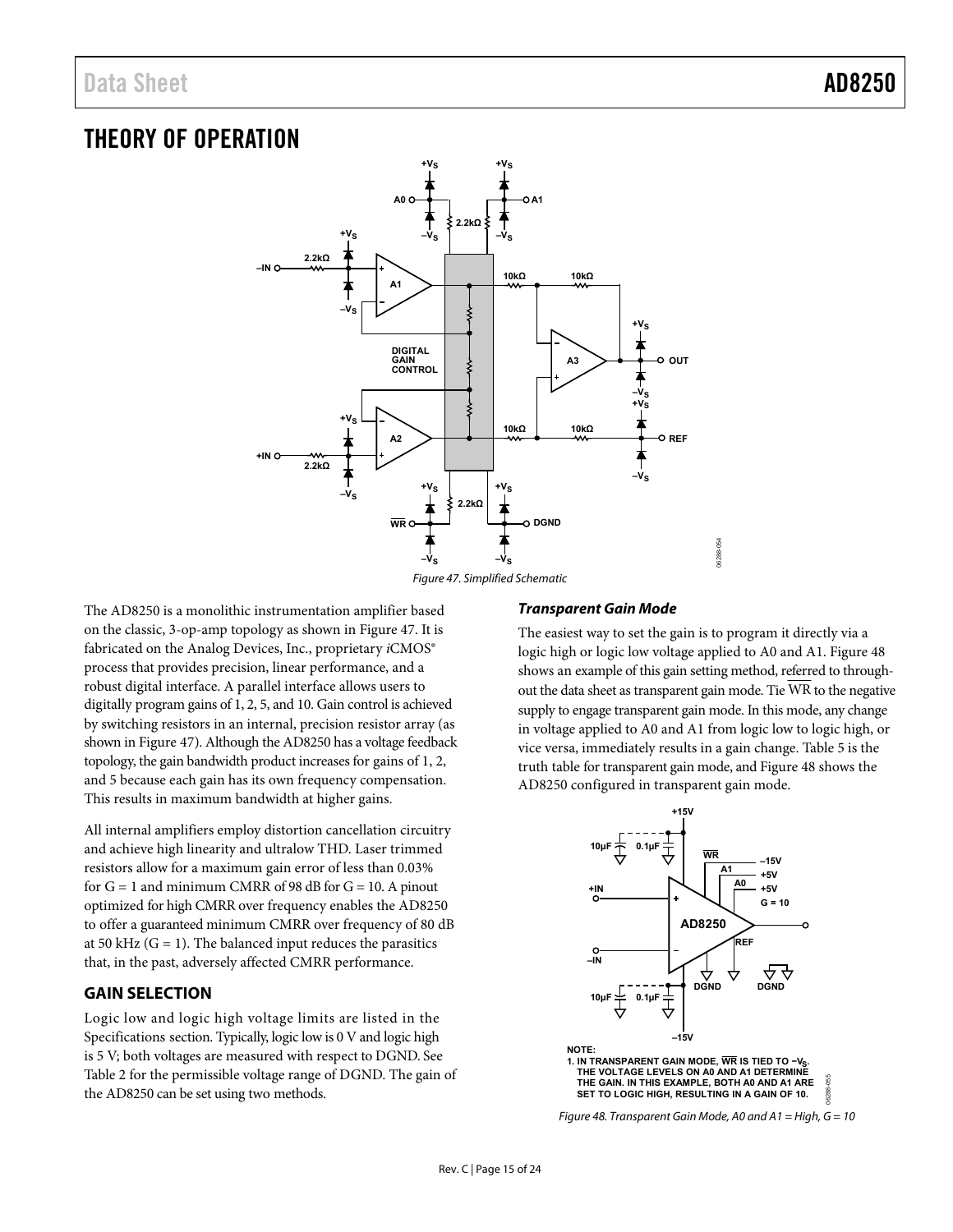# THEORY OF OPERATION

Figure 47. Simplified Schematic

The AD8250 is a monolithic instrumentation amplifier based on the classic, 3-op-amp topology as shown in Figure 47. It is fabricated on the Analog Devices, Inc., proprietary *i*CMOS® process that provides precision, linear performance, and a robust digital interface. A parallel interface allows users to digitally program gains of 1, 2, 5, and 10. Gain control is achieved by switching resistors in an internal, precision resistor array (as shown in Figure 47). Although the AD8250 has a voltage feedback topology, the gain bandwidth product increases for gains of 1, 2, and 5 because each gain has its own frequency compensation. This results in maximum bandwidth at higher gains.

All internal amplifiers employ distortion cancellation circuitry and achieve high linearity and ultralow THD. Laser trimmed resistors allow for a maximum gain error of less than 0.03% for G = 1 and minimum CMRR of 98 dB for G = 10. A pinout optimized for high CMRR over frequency enables the AD8250 to offer a guaranteed minimum CMRR over frequency of 80 dB at 50 kHz (G = 1). The balanced input reduces the parasitics that, in the past, adversely affected CMRR performance.

## GAIN SELECTION

Logic low and logic high voltage limits are listed in the Specifications section. Typically, logic low is 0 V and logic high is 5 V; both voltages are measured with respect to DGND. See Table 2 for the permissible voltage range of DGND. The gain of the AD8250 can be set using two methods.

### *Transparent Gain Mode*

The easiest way to set the gain is to program it directly via a logic high or logic low voltage applied to A0 and A1. Figure 48 shows an example of this gain setting method, referred to throughout the data sheet as transparent gain mode. Tie $\overline{\text{WR}}$ to the negative supply to engage transparent gain mode. In this mode, any change in voltage applied to A0 and A1 from logic low to logic high, or vice versa, immediately results in a gain change. Table 5 is the truth table for transparent gain mode, and Figure 48 shows the AD8250 configured in transparent gain mode.

NOTE:
1. IN TRANSPARENT GAIN MODE, $\overline{\text{WR}}$ IS TIED TO $-V_S$. THE VOLTAGE LEVELS ON A0 AND A1 DETERMINE THE GAIN. IN THIS EXAMPLE, BOTH A0 AND A1 ARE SET TO LOGIC HIGH, RESULTING IN A GAIN OF 10.

Figure 48. Transparent Gain Mode, A0 and A1 = High, G = 10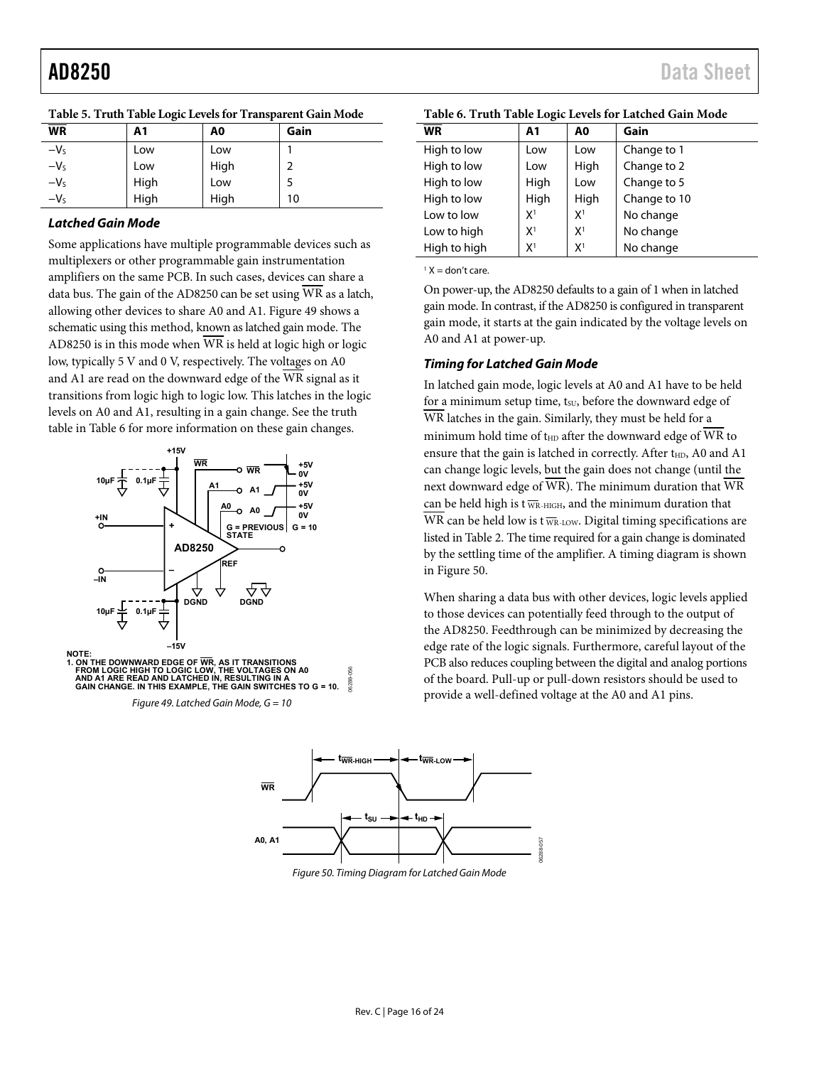**Table 5. Truth Table Logic Levels for Transparent Gain Mode**

| $\overline{WR}$ | A1 | A0 | Gain |
|---|---|---|---|
| $-V_S$ | Low | Low | 1 |
| $-V_S$ | Low | High | 2 |
| $-V_S$ | High | Low | 5 |
| $-V_S$ | High | High | 10 |

### *Latched Gain Mode*

Some applications have multiple programmable devices such as multiplexers or other programmable gain instrumentation amplifiers on the same PCB. In such cases, devices can share a data bus. The gain of the AD8250 can be set using $\overline{WR}$ as a latch, allowing other devices to share A0 and A1. Figure 49 shows a schematic using this method, known as latched gain mode. The AD8250 is in this mode when $\overline{WR}$ is held at logic high or logic low, typically 5 V and 0 V, respectively. The voltages on A0 and A1 are read on the downward edge of the $\overline{WR}$ signal as it transitions from logic high to logic low. This latches in the logic levels on A0 and A1, resulting in a gain change. See the truth table in Table 6 for more information on these gain changes.

NOTE:
1. ON THE DOWNWARD EDGE OF $\overline{WR}$, AS IT TRANSITIONS FROM LOGIC HIGH TO LOGIC LOW, THE VOLTAGES ON A0 AND A1 ARE READ AND LATCHED IN, RESULTING IN A GAIN CHANGE. IN THIS EXAMPLE, THE GAIN SWITCHES TO G = 10.

*Figure 49. Latched Gain Mode, G = 10*

**Table 6. Truth Table Logic Levels for Latched Gain Mode**

| $\overline{WR}$ | A1 | A0 | Gain |
|---|---|---|---|
| High to low | Low | Low | Change to 1 |
| High to low | Low | High | Change to 2 |
| High to low | High | Low | Change to 5 |
| High to low | High | High | Change to 10 |
| Low to low | X[1] | X[1] | No change |
| Low to high | X[1] | X[1] | No change |
| High to high | X[1] | X[1] | No change |

[1] X = don't care.

On power-up, the AD8250 defaults to a gain of 1 when in latched gain mode. In contrast, if the AD8250 is configured in transparent gain mode, it starts at the gain indicated by the voltage levels on A0 and A1 at power-up.

### *Timing for Latched Gain Mode*

In latched gain mode, logic levels at A0 and A1 have to be held for a minimum setup time, $t_{SU}$, before the downward edge of $\overline{WR}$ latches in the gain. Similarly, they must be held for a minimum hold time of $t_{HD}$ after the downward edge of $\overline{WR}$ to ensure that the gain is latched in correctly. After $t_{HD}$, A0 and A1 can change logic levels, but the gain does not change (until the next downward edge of $\overline{WR}$). The minimum duration that $\overline{WR}$ can be held high is $t_{\overline{WR}\text{-HIGH}}$, and the minimum duration that $\overline{WR}$ can be held low is $t_{\overline{WR}\text{-LOW}}$. Digital timing specifications are listed in Table 2. The time required for a gain change is dominated by the settling time of the amplifier. A timing diagram is shown in Figure 50.

When sharing a data bus with other devices, logic levels applied to those devices can potentially feed through to the output of the AD8250. Feedthrough can be minimized by decreasing the edge rate of the logic signals. Furthermore, careful layout of the PCB also reduces coupling between the digital and analog portions of the board. Pull-up or pull-down resistors should be used to provide a well-defined voltage at the A0 and A1 pins.

*Figure 50. Timing Diagram for Latched Gain Mode*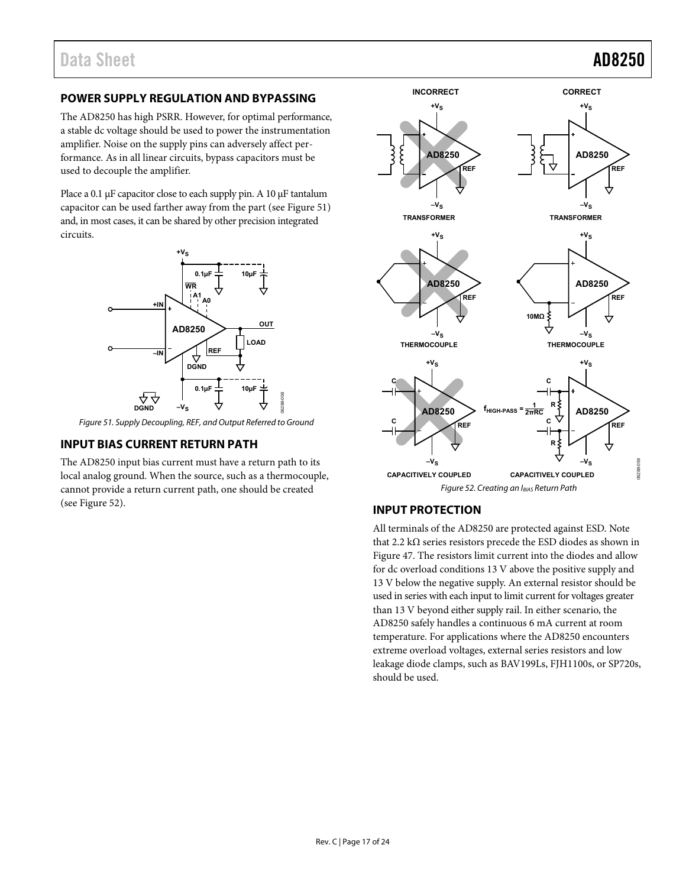## POWER SUPPLY REGULATION AND BYPASSING

The AD8250 has high PSRR. However, for optimal performance, a stable dc voltage should be used to power the instrumentation amplifier. Noise on the supply pins can adversely affect performance. As in all linear circuits, bypass capacitors must be used to decouple the amplifier.

Place a 0.1 μF capacitor close to each supply pin. A 10 μF tantalum capacitor can be used farther away from the part (see Figure 51) and, in most cases, it can be shared by other precision integrated circuits.

*Figure 51. Supply Decoupling, REF, and Output Referred to Ground*

## INPUT BIAS CURRENT RETURN PATH

The AD8250 input bias current must have a return path to its local analog ground. When the source, such as a thermocouple, cannot provide a return current path, one should be created (see Figure 52).

*Figure 52. Creating an $I_{BIAS}$ Return Path*

## INPUT PROTECTION

All terminals of the AD8250 are protected against ESD. Note that 2.2 kΩ series resistors precede the ESD diodes as shown in Figure 47. The resistors limit current into the diodes and allow for dc overload conditions 13 V above the positive supply and 13 V below the negative supply. An external resistor should be used in series with each input to limit current for voltages greater than 13 V beyond either supply rail. In either scenario, the AD8250 safely handles a continuous 6 mA current at room temperature. For applications where the AD8250 encounters extreme overload voltages, external series resistors and low leakage diode clamps, such as BAV199Ls, FJH1100s, or SP720s, should be used.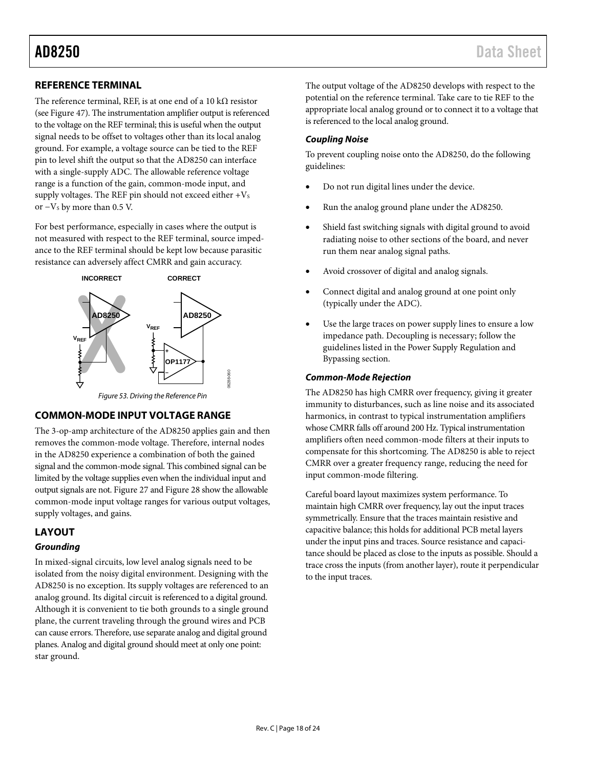## REFERENCE TERMINAL

The reference terminal, REF, is at one end of a 10 kΩ resistor (see Figure 47). The instrumentation amplifier output is referenced to the voltage on the REF terminal; this is useful when the output signal needs to be offset to voltages other than its local analog ground. For example, a voltage source can be tied to the REF pin to level shift the output so that the AD8250 can interface with a single-supply ADC. The allowable reference voltage range is a function of the gain, common-mode input, and supply voltages. The REF pin should not exceed either $+V_S$ or $-V_S$ by more than 0.5 V.

For best performance, especially in cases where the output is not measured with respect to the REF terminal, source impedance to the REF terminal should be kept low because parasitic resistance can adversely affect CMRR and gain accuracy.

*Figure 53. Driving the Reference Pin*

## COMMON-MODE INPUT VOLTAGE RANGE

The 3-op-amp architecture of the AD8250 applies gain and then removes the common-mode voltage. Therefore, internal nodes in the AD8250 experience a combination of both the gained signal and the common-mode signal. This combined signal can be limited by the voltage supplies even when the individual input and output signals are not. Figure 27 and Figure 28 show the allowable common-mode input voltage ranges for various output voltages, supply voltages, and gains.

## LAYOUT

### *Grounding*

In mixed-signal circuits, low level analog signals need to be isolated from the noisy digital environment. Designing with the AD8250 is no exception. Its supply voltages are referenced to an analog ground. Its digital circuit is referenced to a digital ground. Although it is convenient to tie both grounds to a single ground plane, the current traveling through the ground wires and PCB can cause errors. Therefore, use separate analog and digital ground planes. Analog and digital ground should meet at only one point: star ground.

The output voltage of the AD8250 develops with respect to the potential on the reference terminal. Take care to tie REF to the appropriate local analog ground or to connect it to a voltage that is referenced to the local analog ground.

### *Coupling Noise*

To prevent coupling noise onto the AD8250, do the following guidelines:

- Do not run digital lines under the device.
- Run the analog ground plane under the AD8250.
- Shield fast switching signals with digital ground to avoid radiating noise to other sections of the board, and never run them near analog signal paths.
- Avoid crossover of digital and analog signals.
- Connect digital and analog ground at one point only (typically under the ADC).
- Use the large traces on power supply lines to ensure a low impedance path. Decoupling is necessary; follow the guidelines listed in the Power Supply Regulation and Bypassing section.

### *Common-Mode Rejection*

The AD8250 has high CMRR over frequency, giving it greater immunity to disturbances, such as line noise and its associated harmonics, in contrast to typical instrumentation amplifiers whose CMRR falls off around 200 Hz. Typical instrumentation amplifiers often need common-mode filters at their inputs to compensate for this shortcoming. The AD8250 is able to reject CMRR over a greater frequency range, reducing the need for input common-mode filtering.

Careful board layout maximizes system performance. To maintain high CMRR over frequency, lay out the input traces symmetrically. Ensure that the traces maintain resistive and capacitive balance; this holds for additional PCB metal layers under the input pins and traces. Source resistance and capacitance should be placed as close to the inputs as possible. Should a trace cross the inputs (from another layer), route it perpendicular to the input traces.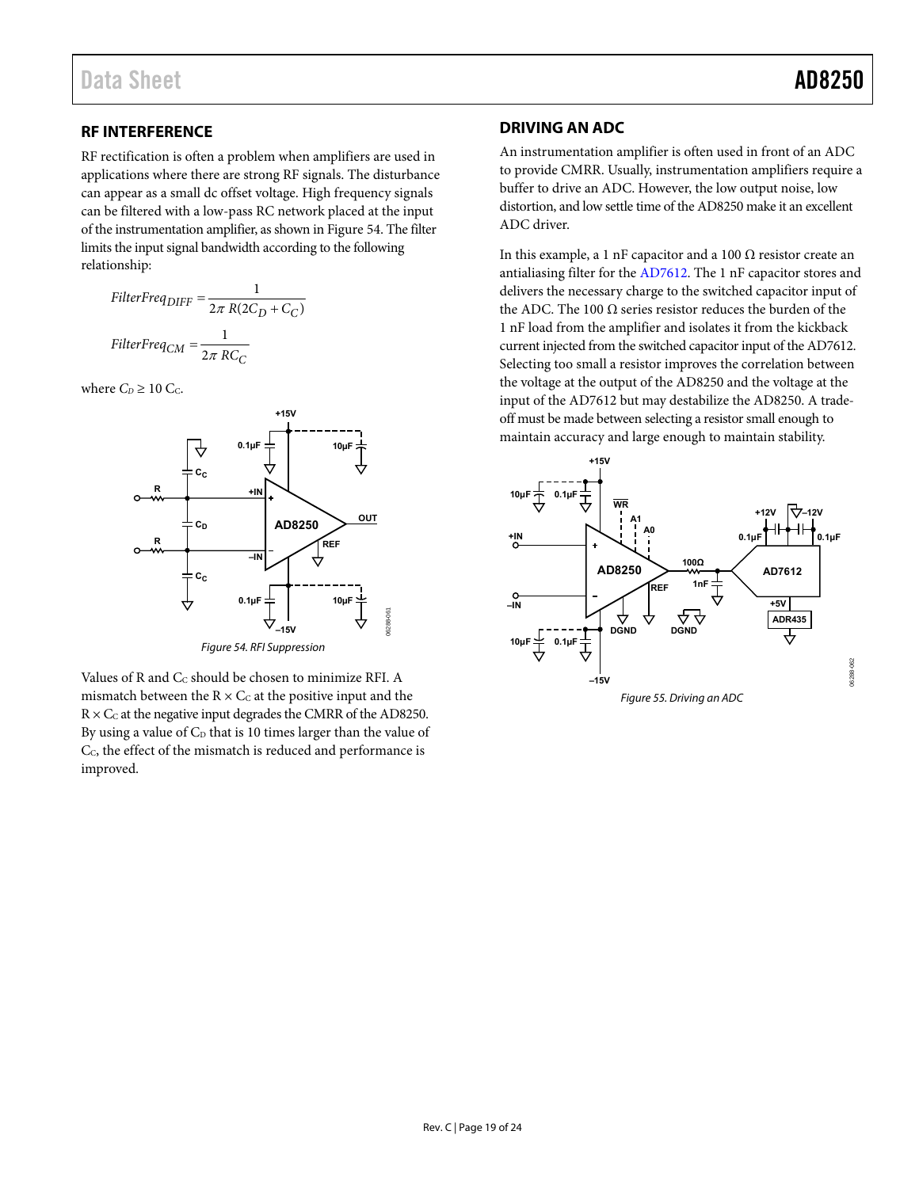## RF INTERFERENCE

RF rectification is often a problem when amplifiers are used in applications where there are strong RF signals. The disturbance can appear as a small dc offset voltage. High frequency signals can be filtered with a low-pass RC network placed at the input of the instrumentation amplifier, as shown in Figure 54. The filter limits the input signal bandwidth according to the following relationship:

$$FilterFreq_{DIFF} = \frac{1}{2\pi R(2C_D + C_C)}$$

$$FilterFreq_{CM} = \frac{1}{2\pi RC_C}$$

where $C_D \geq 10\ C_C$.

Figure 54. RFI Suppression

Values of R and $C_C$ should be chosen to minimize RFI. A mismatch between the R × $C_C$ at the positive input and the R × $C_C$ at the negative input degrades the CMRR of the AD8250. By using a value of $C_D$ that is 10 times larger than the value of $C_C$, the effect of the mismatch is reduced and performance is improved.

## DRIVING AN ADC

An instrumentation amplifier is often used in front of an ADC to provide CMRR. Usually, instrumentation amplifiers require a buffer to drive an ADC. However, the low output noise, low distortion, and low settle time of the AD8250 make it an excellent ADC driver.

In this example, a 1 nF capacitor and a 100 Ω resistor create an antialiasing filter for the AD7612. The 1 nF capacitor stores and delivers the necessary charge to the switched capacitor input of the ADC. The 100 Ω series resistor reduces the burden of the 1 nF load from the amplifier and isolates it from the kickback current injected from the switched capacitor input of the AD7612. Selecting too small a resistor improves the correlation between the voltage at the output of the AD8250 and the voltage at the input of the AD7612 but may destabilize the AD8250. A trade-off must be made between selecting a resistor small enough to maintain accuracy and large enough to maintain stability.

Figure 55. Driving an ADC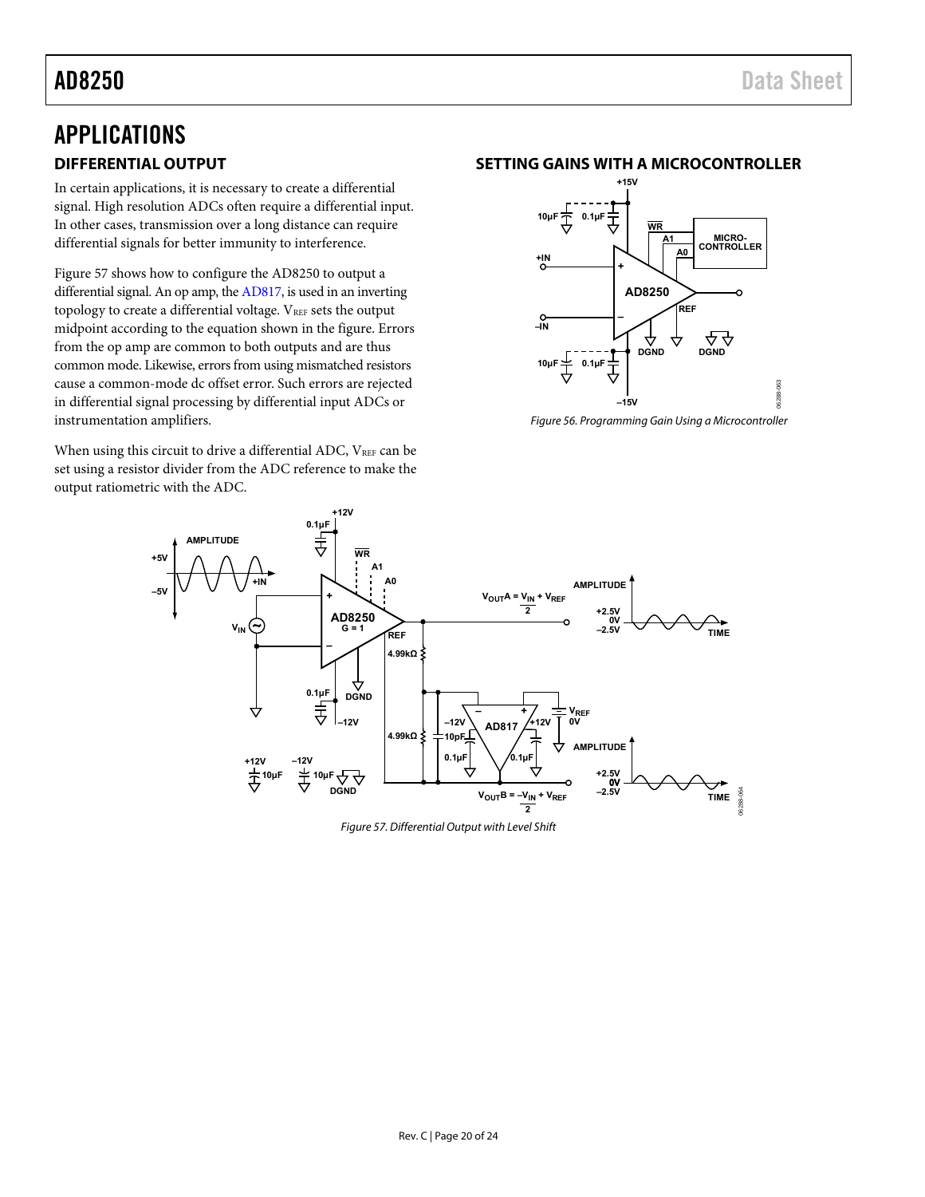# APPLICATIONS

## DIFFERENTIAL OUTPUT

In certain applications, it is necessary to create a differential signal. High resolution ADCs often require a differential input. In other cases, transmission over a long distance can require differential signals for better immunity to interference.

Figure 57 shows how to configure the AD8250 to output a differential signal. An op amp, the AD817, is used in an inverting topology to create a differential voltage. $V_{REF}$ sets the output midpoint according to the equation shown in the figure. Errors from the op amp are common to both outputs and are thus common mode. Likewise, errors from using mismatched resistors cause a common-mode dc offset error. Such errors are rejected in differential signal processing by differential input ADCs or instrumentation amplifiers.

When using this circuit to drive a differential ADC, $V_{REF}$ can be set using a resistor divider from the ADC reference to make the output ratiometric with the ADC.

## SETTING GAINS WITH A MICROCONTROLLER

*Figure 56. Programming Gain Using a Microcontroller*

*Figure 57. Differential Output with Level Shift*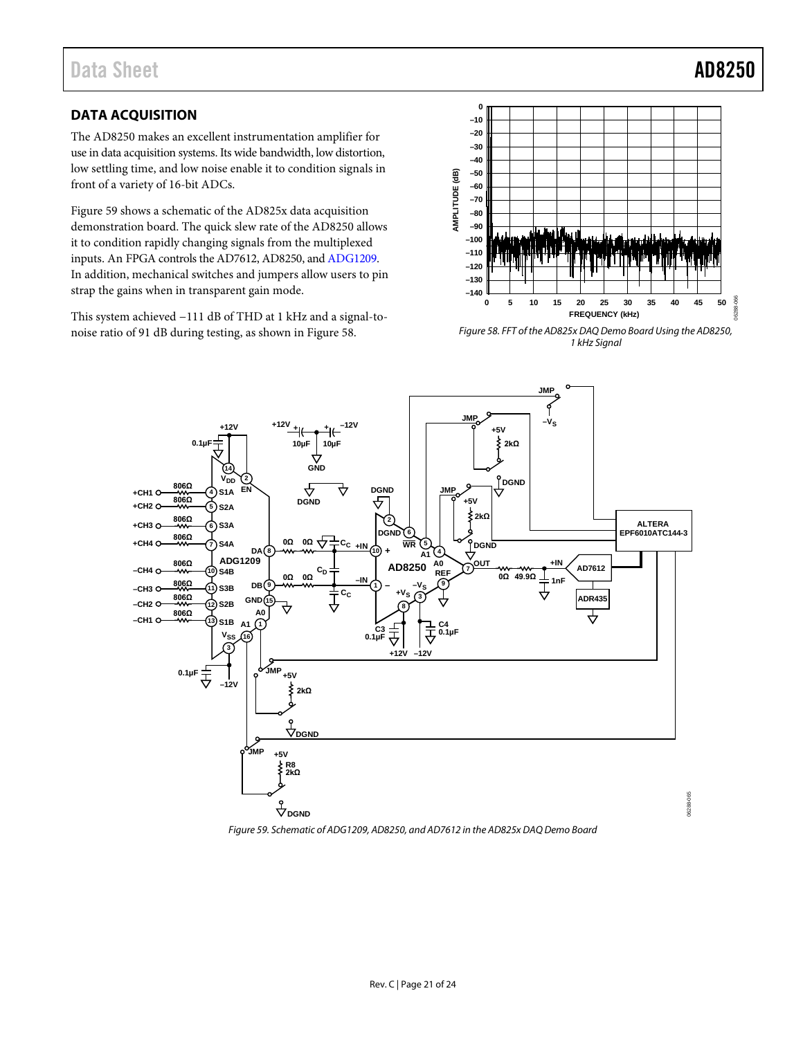## DATA ACQUISITION

The AD8250 makes an excellent instrumentation amplifier for use in data acquisition systems. Its wide bandwidth, low distortion, low settling time, and low noise enable it to condition signals in front of a variety of 16-bit ADCs.

Figure 59 shows a schematic of the AD825x data acquisition demonstration board. The quick slew rate of the AD8250 allows it to condition rapidly changing signals from the multiplexed inputs. An FPGA controls the AD7612, AD8250, and ADG1209. In addition, mechanical switches and jumpers allow users to pin strap the gains when in transparent gain mode.

This system achieved −111 dB of THD at 1 kHz and a signal-to-noise ratio of 91 dB during testing, as shown in Figure 58.

*Figure 58. FFT of the AD825x DAQ Demo Board Using the AD8250, 1 kHz Signal*

*Figure 59. Schematic of ADG1209, AD8250, and AD7612 in the AD825x DAQ Demo Board*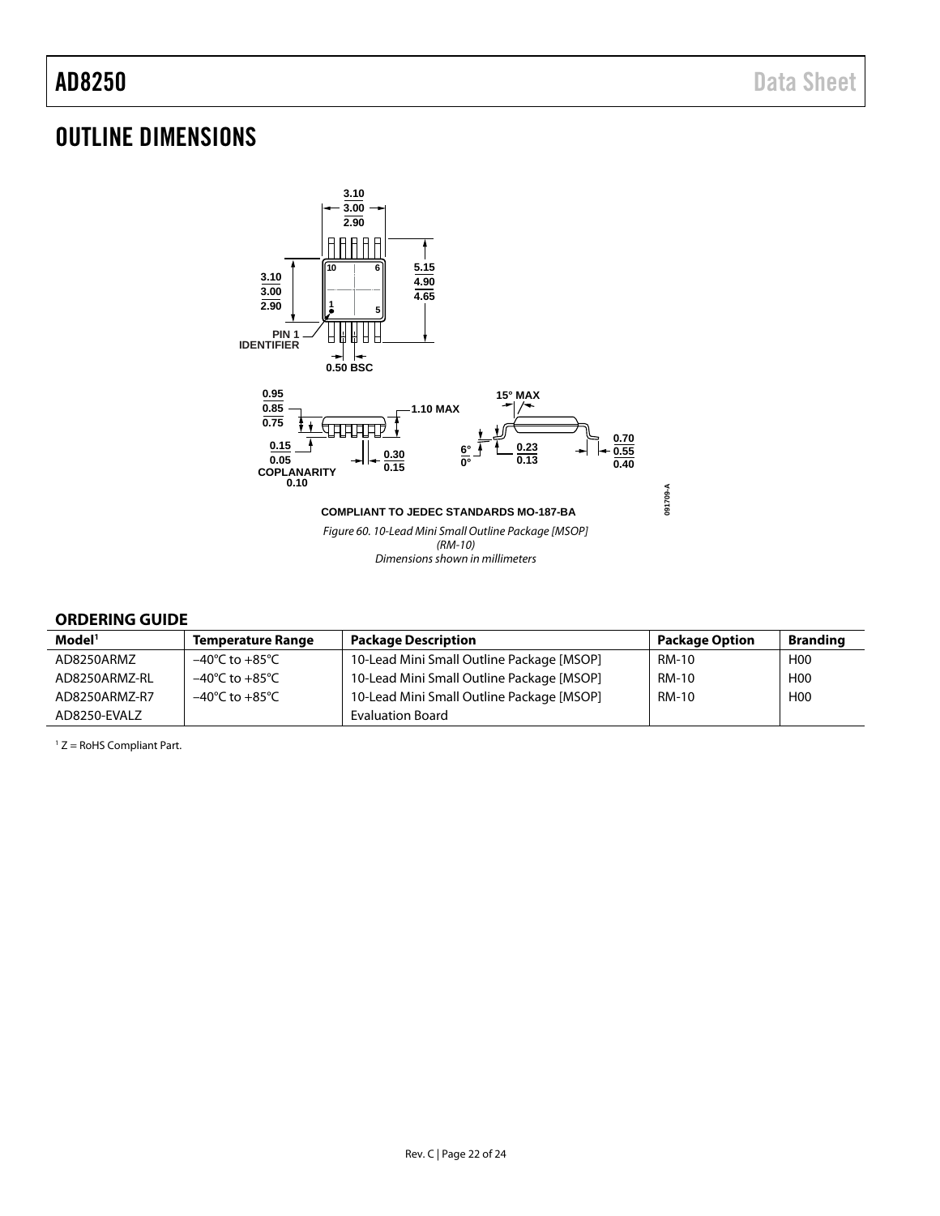# OUTLINE DIMENSIONS

Figure 60. 10-Lead Mini Small Outline Package [MSOP]
(RM-10)
Dimensions shown in millimeters

## ORDERING GUIDE

| Model[1] | Temperature Range | Package Description | Package Option | Branding |
|---|---|---|---|---|
| AD8250ARMZ | −40°C to +85°C | 10-Lead Mini Small Outline Package [MSOP] | RM-10 | H00 |
| AD8250ARMZ-RL | −40°C to +85°C | 10-Lead Mini Small Outline Package [MSOP] | RM-10 | H00 |
| AD8250ARMZ-R7 | −40°C to +85°C | 10-Lead Mini Small Outline Package [MSOP] | RM-10 | H00 |
| AD8250-EVALZ | | Evaluation Board | | |

[1] Z = RoHS Compliant Part.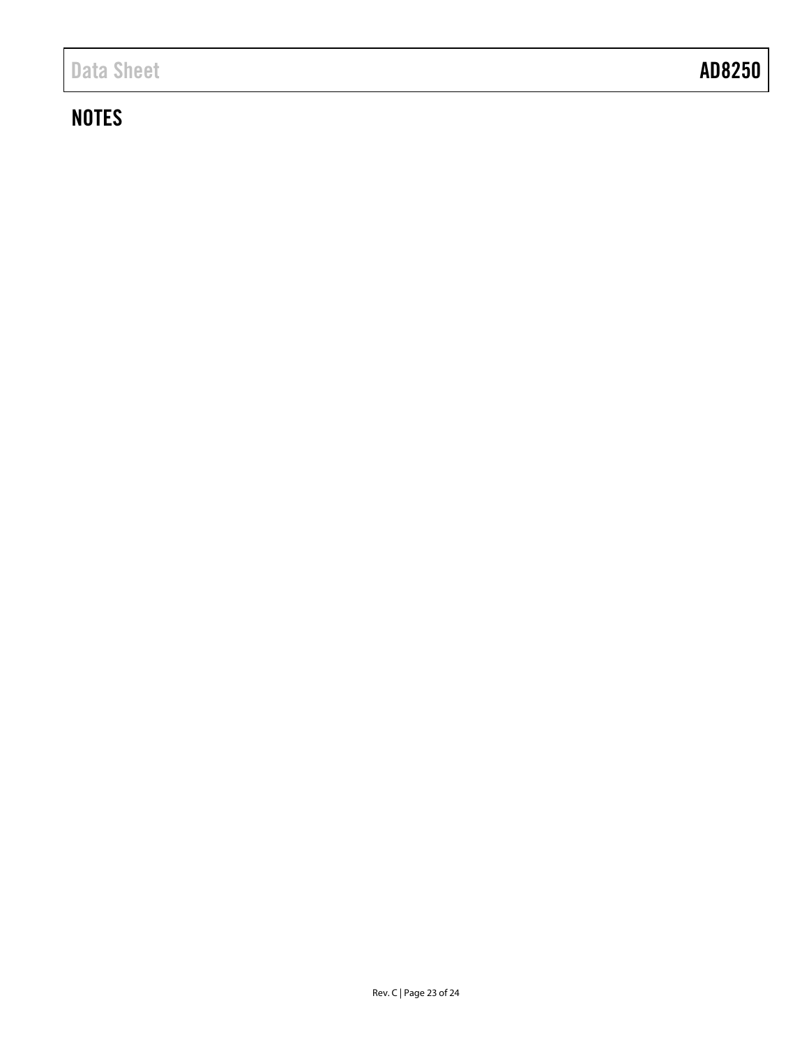## NOTES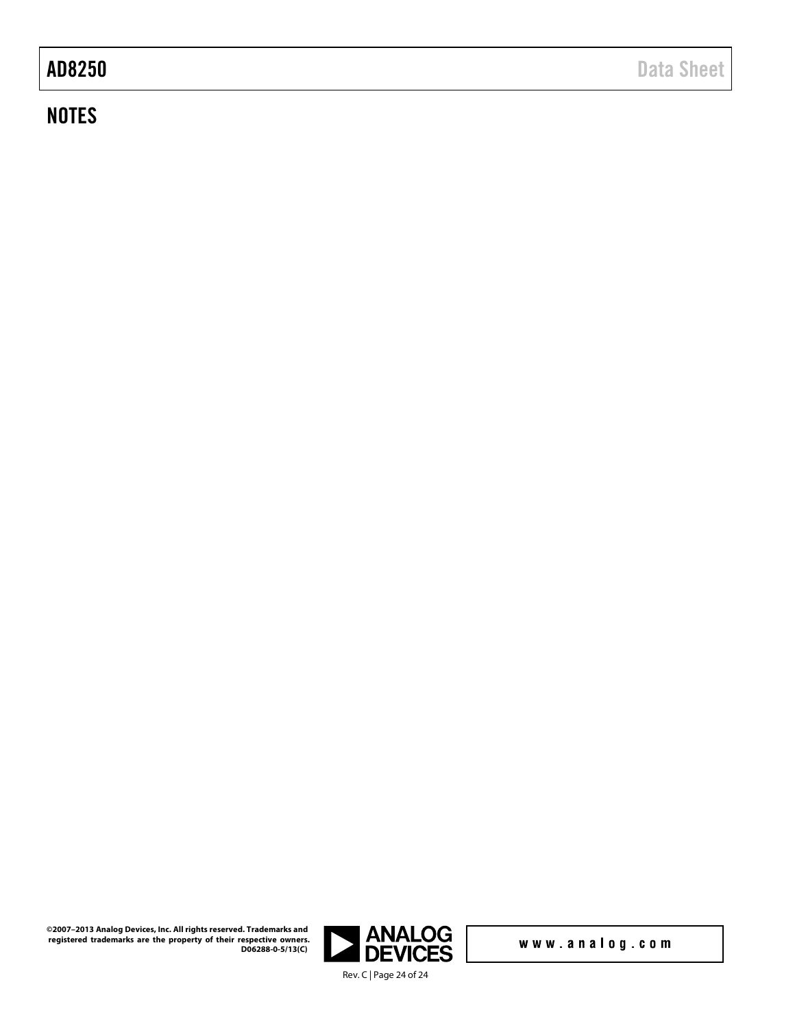## NOTES

©2007–2013 Analog Devices, Inc. All rights reserved. Trademarks and registered trademarks are the property of their respective owners.
D06288-0-5/13(C)

www.analog.com